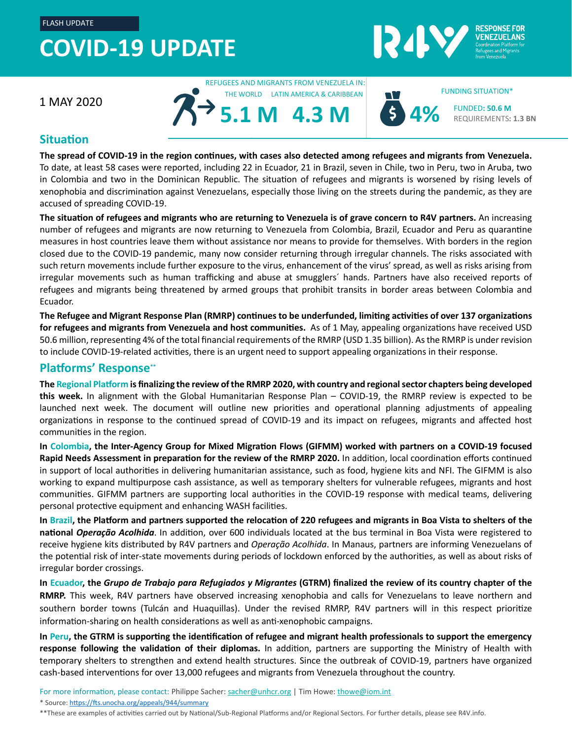FLASH UPDATE

# COVID-19 UPDATE

RESPONSE FOR VENEZUELANS
Coordination Platform for Refugees and Migrants from Venezuela

1 MAY 2020

REFUGEES AND MIGRANTS FROM VENEZUELA IN:

THE WORLD **5.1 M** LATIN AMERICA & CARIBBEAN **4.3 M**

FUNDING SITUATION*

**4%** FUNDED: **50.6 M** REQUIREMENTS: **1.3 BN**

## Situation

**The spread of COVID-19 in the region continues, with cases also detected among refugees and migrants from Venezuela.** To date, at least 58 cases were reported, including 22 in Ecuador, 21 in Brazil, seven in Chile, two in Peru, two in Aruba, two in Colombia and two in the Dominican Republic. The situation of refugees and migrants is worsened by rising levels of xenophobia and discrimination against Venezuelans, especially those living on the streets during the pandemic, as they are accused of spreading COVID-19.

**The situation of refugees and migrants who are returning to Venezuela is of grave concern to R4V partners.** An increasing number of refugees and migrants are now returning to Venezuela from Colombia, Brazil, Ecuador and Peru as quarantine measures in host countries leave them without assistance nor means to provide for themselves. With borders in the region closed due to the COVID-19 pandemic, many now consider returning through irregular channels. The risks associated with such return movements include further exposure to the virus, enhancement of the virus' spread, as well as risks arising from irregular movements such as human trafficking and abuse at smugglers´ hands. Partners have also received reports of refugees and migrants being threatened by armed groups that prohibit transits in border areas between Colombia and Ecuador.

**The Refugee and Migrant Response Plan (RMRP) continues to be underfunded, limiting activities of over 137 organizations for refugees and migrants from Venezuela and host communities.** As of 1 May, appealing organizations have received USD 50.6 million, representing 4% of the total financial requirements of the RMRP (USD 1.35 billion). As the RMRP is under revision to include COVID-19-related activities, there is an urgent need to support appealing organizations in their response.

## Platforms' Response**

**The Regional Platform is finalizing the review of the RMRP 2020, with country and regional sector chapters being developed this week.** In alignment with the Global Humanitarian Response Plan – COVID-19, the RMRP review is expected to be launched next week. The document will outline new priorities and operational planning adjustments of appealing organizations in response to the continued spread of COVID-19 and its impact on refugees, migrants and affected host communities in the region.

**In Colombia, the Inter-Agency Group for Mixed Migration Flows (GIFMM) worked with partners on a COVID-19 focused Rapid Needs Assessment in preparation for the review of the RMRP 2020.** In addition, local coordination efforts continued in support of local authorities in delivering humanitarian assistance, such as food, hygiene kits and NFI. The GIFMM is also working to expand multipurpose cash assistance, as well as temporary shelters for vulnerable refugees, migrants and host communities. GIFMM partners are supporting local authorities in the COVID-19 response with medical teams, delivering personal protective equipment and enhancing WASH facilities.

**In Brazil, the Platform and partners supported the relocation of 220 refugees and migrants in Boa Vista to shelters of the national *Operação Acolhida*.** In addition, over 600 individuals located at the bus terminal in Boa Vista were registered to receive hygiene kits distributed by R4V partners and *Operação Acolhida*. In Manaus, partners are informing Venezuelans of the potential risk of inter-state movements during periods of lockdown enforced by the authorities, as well as about risks of irregular border crossings.

**In Ecuador, the *Grupo de Trabajo para Refugiados y Migrantes* (GTRM) finalized the review of its country chapter of the RMRP.** This week, R4V partners have observed increasing xenophobia and calls for Venezuelans to leave northern and southern border towns (Tulcán and Huaquillas). Under the revised RMRP, R4V partners will in this respect prioritize information-sharing on health considerations as well as anti-xenophobic campaigns.

**In Peru, the GTRM is supporting the identification of refugee and migrant health professionals to support the emergency response following the validation of their diplomas.** In addition, partners are supporting the Ministry of Health with temporary shelters to strengthen and extend health structures. Since the outbreak of COVID-19, partners have organized cash-based interventions for over 13,000 refugees and migrants from Venezuela throughout the country.

For more information, please contact: Philippe Sacher: sacher@unhcr.org | Tim Howe: thowe@iom.int

* Source: https://fts.unocha.org/appeals/944/summary

**These are examples of activities carried out by National/Sub-Regional Platforms and/or Regional Sectors. For further details, please see R4V.info.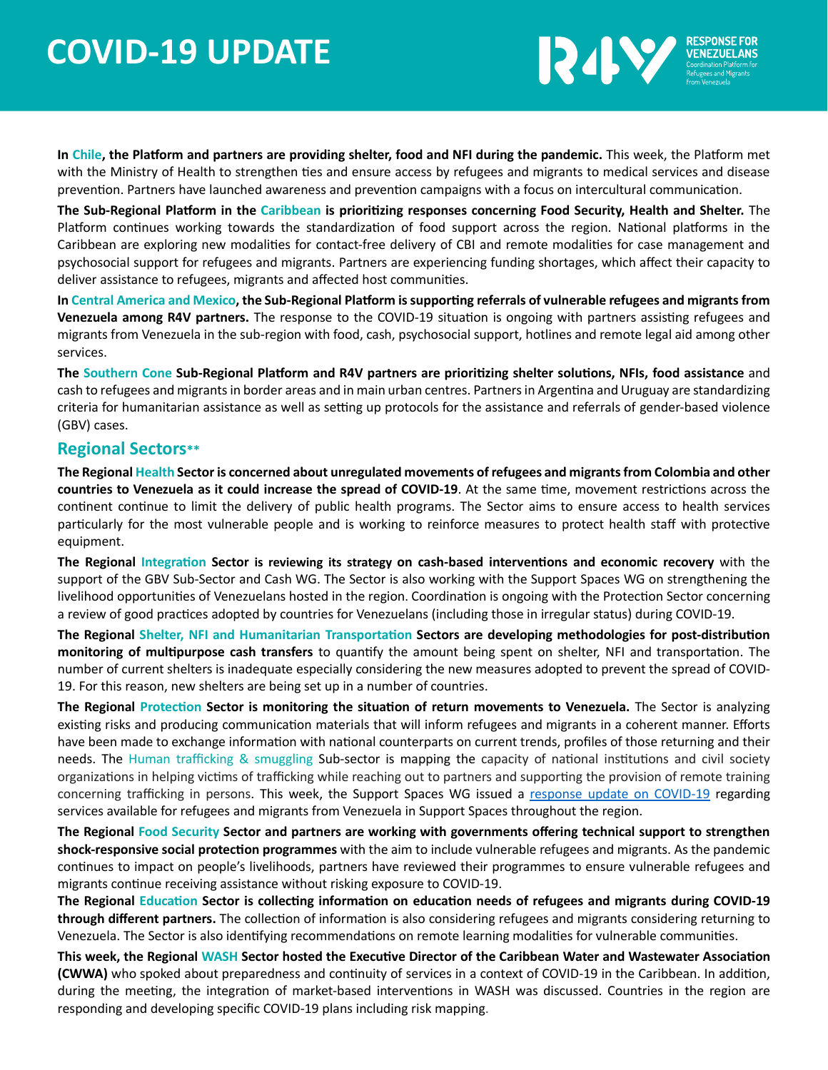# COVID-19 UPDATE

**In Chile, the Platform and partners are providing shelter, food and NFI during the pandemic.** This week, the Platform met with the Ministry of Health to strengthen ties and ensure access by refugees and migrants to medical services and disease prevention. Partners have launched awareness and prevention campaigns with a focus on intercultural communication.

**The Sub-Regional Platform in the Caribbean is prioritizing responses concerning Food Security, Health and Shelter.** The Platform continues working towards the standardization of food support across the region. National platforms in the Caribbean are exploring new modalities for contact-free delivery of CBI and remote modalities for case management and psychosocial support for refugees and migrants. Partners are experiencing funding shortages, which affect their capacity to deliver assistance to refugees, migrants and affected host communities.

**In Central America and Mexico, the Sub-Regional Platform is supporting referrals of vulnerable refugees and migrants from Venezuela among R4V partners.** The response to the COVID-19 situation is ongoing with partners assisting refugees and migrants from Venezuela in the sub-region with food, cash, psychosocial support, hotlines and remote legal aid among other services.

**The Southern Cone Sub-Regional Platform and R4V partners are prioritizing shelter solutions, NFIs, food assistance** and cash to refugees and migrants in border areas and in main urban centres. Partners in Argentina and Uruguay are standardizing criteria for humanitarian assistance as well as setting up protocols for the assistance and referrals of gender-based violence (GBV) cases.

## Regional Sectors**

**The Regional Health Sector is concerned about unregulated movements of refugees and migrants from Colombia and other countries to Venezuela as it could increase the spread of COVID-19**. At the same time, movement restrictions across the continent continue to limit the delivery of public health programs. The Sector aims to ensure access to health services particularly for the most vulnerable people and is working to reinforce measures to protect health staff with protective equipment.

**The Regional Integration Sector is reviewing its strategy on cash-based interventions and economic recovery** with the support of the GBV Sub-Sector and Cash WG. The Sector is also working with the Support Spaces WG on strengthening the livelihood opportunities of Venezuelans hosted in the region. Coordination is ongoing with the Protection Sector concerning a review of good practices adopted by countries for Venezuelans (including those in irregular status) during COVID-19.

**The Regional Shelter, NFI and Humanitarian Transportation Sectors are developing methodologies for post-distribution monitoring of multipurpose cash transfers** to quantify the amount being spent on shelter, NFI and transportation. The number of current shelters is inadequate especially considering the new measures adopted to prevent the spread of COVID-19. For this reason, new shelters are being set up in a number of countries.

**The Regional Protection Sector is monitoring the situation of return movements to Venezuela.** The Sector is analyzing existing risks and producing communication materials that will inform refugees and migrants in a coherent manner. Efforts have been made to exchange information with national counterparts on current trends, profiles of those returning and their needs. The Human trafficking & smuggling Sub-sector is mapping the capacity of national institutions and civil society organizations in helping victims of trafficking while reaching out to partners and supporting the provision of remote training concerning trafficking in persons. This week, the Support Spaces WG issued a response update on COVID-19 regarding services available for refugees and migrants from Venezuela in Support Spaces throughout the region.

**The Regional Food Security Sector and partners are working with governments offering technical support to strengthen shock-responsive social protection programmes** with the aim to include vulnerable refugees and migrants. As the pandemic continues to impact on people's livelihoods, partners have reviewed their programmes to ensure vulnerable refugees and migrants continue receiving assistance without risking exposure to COVID-19.

**The Regional Education Sector is collecting information on education needs of refugees and migrants during COVID-19 through different partners.** The collection of information is also considering refugees and migrants considering returning to Venezuela. The Sector is also identifying recommendations on remote learning modalities for vulnerable communities.

**This week, the Regional WASH Sector hosted the Executive Director of the Caribbean Water and Wastewater Association (CWWA)** who spoked about preparedness and continuity of services in a context of COVID-19 in the Caribbean. In addition, during the meeting, the integration of market-based interventions in WASH was discussed. Countries in the region are responding and developing specific COVID-19 plans including risk mapping.